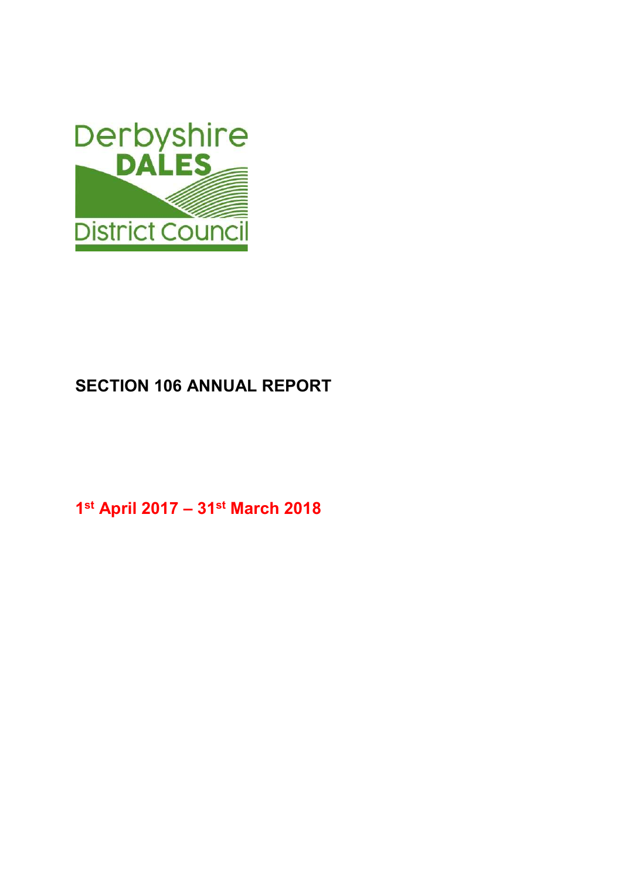Derbyshire DALES District Council

# SECTION 106 ANNUAL REPORT

**1st April 2017 – 31st March 2018**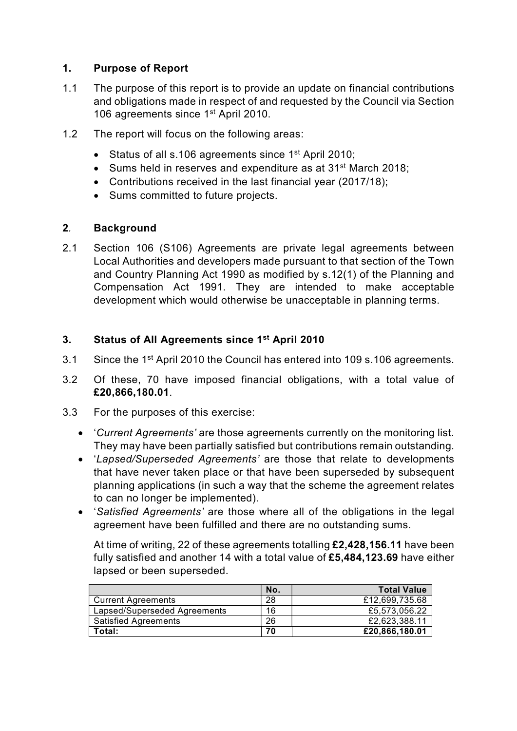## 1. Purpose of Report

1.1 The purpose of this report is to provide an update on financial contributions and obligations made in respect of and requested by the Council via Section 106 agreements since 1st April 2010.

1.2 The report will focus on the following areas:

- Status of all s.106 agreements since 1st April 2010;
- Sums held in reserves and expenditure as at 31st March 2018;
- Contributions received in the last financial year (2017/18);
- Sums committed to future projects.

## 2. Background

2.1 Section 106 (S106) Agreements are private legal agreements between Local Authorities and developers made pursuant to that section of the Town and Country Planning Act 1990 as modified by s.12(1) of the Planning and Compensation Act 1991. They are intended to make acceptable development which would otherwise be unacceptable in planning terms.

## 3. Status of All Agreements since 1st April 2010

3.1 Since the 1st April 2010 the Council has entered into 109 s.106 agreements.

3.2 Of these, 70 have imposed financial obligations, with a total value of **£20,866,180.01**.

3.3 For the purposes of this exercise:

- '*Current Agreements'* are those agreements currently on the monitoring list. They may have been partially satisfied but contributions remain outstanding.
- '*Lapsed/Superseded Agreements'* are those that relate to developments that have never taken place or that have been superseded by subsequent planning applications (in such a way that the scheme the agreement relates to can no longer be implemented).
- '*Satisfied Agreements'* are those where all of the obligations in the legal agreement have been fulfilled and there are no outstanding sums.

At time of writing, 22 of these agreements totalling **£2,428,156.11** have been fully satisfied and another 14 with a total value of **£5,484,123.69** have either lapsed or been superseded.

| | No. | Total Value |
|---|---|---|
| Current Agreements | 28 | £12,699,735.68 |
| Lapsed/Superseded Agreements | 16 | £5,573,056.22 |
| Satisfied Agreements | 26 | £2,623,388.11 |
| **Total:** | **70** | **£20,866,180.01** |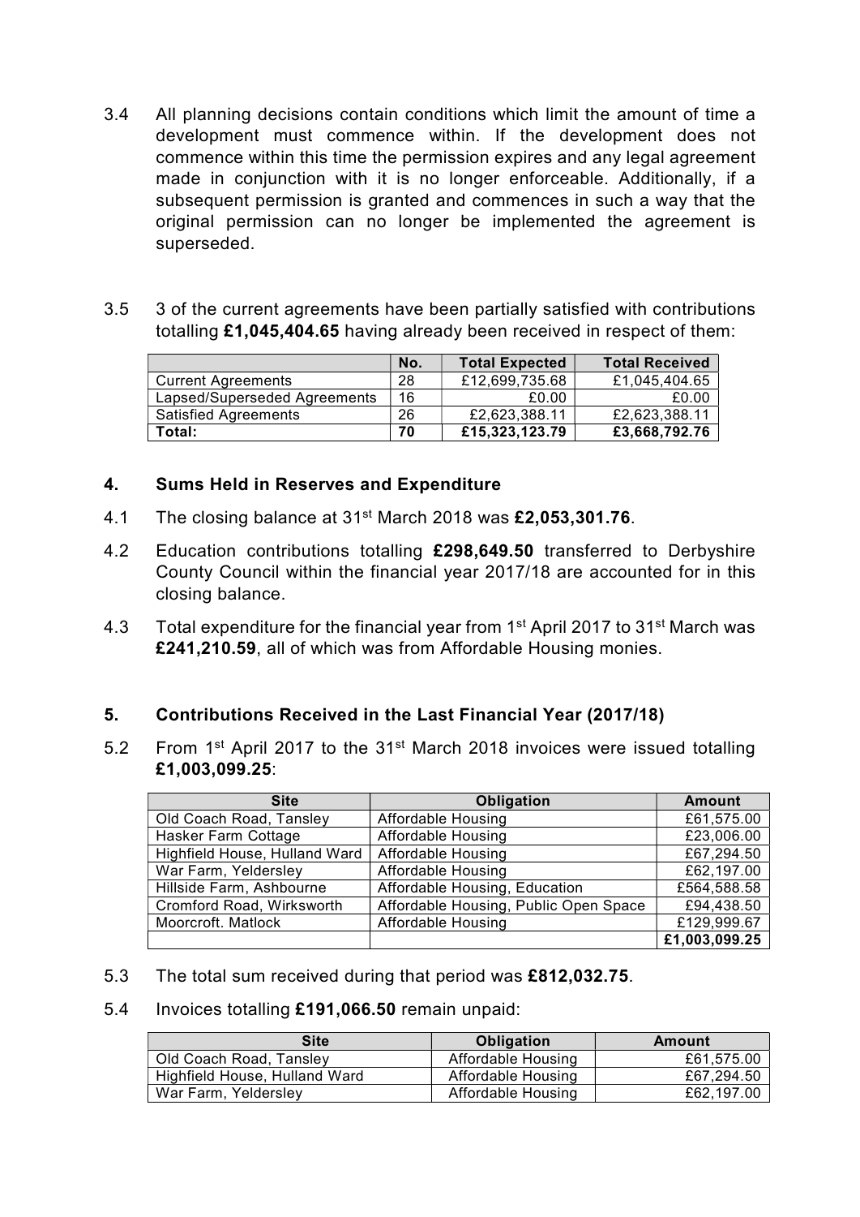3.4 All planning decisions contain conditions which limit the amount of time a development must commence within. If the development does not commence within this time the permission expires and any legal agreement made in conjunction with it is no longer enforceable. Additionally, if a subsequent permission is granted and commences in such a way that the original permission can no longer be implemented the agreement is superseded.

3.5 3 of the current agreements have been partially satisfied with contributions totalling **£1,045,404.65** having already been received in respect of them:

| | No. | Total Expected | Total Received |
|---|---|---|---|
| Current Agreements | 28 | £12,699,735.68 | £1,045,404.65 |
| Lapsed/Superseded Agreements | 16 | £0.00 | £0.00 |
| Satisfied Agreements | 26 | £2,623,388.11 | £2,623,388.11 |
| **Total:** | **70** | **£15,323,123.79** | **£3,668,792.76** |

## 4. Sums Held in Reserves and Expenditure

4.1 The closing balance at 31st March 2018 was **£2,053,301.76**.

4.2 Education contributions totalling **£298,649.50** transferred to Derbyshire County Council within the financial year 2017/18 are accounted for in this closing balance.

4.3 Total expenditure for the financial year from 1st April 2017 to 31st March was **£241,210.59**, all of which was from Affordable Housing monies.

## 5. Contributions Received in the Last Financial Year (2017/18)

5.2 From 1st April 2017 to the 31st March 2018 invoices were issued totalling **£1,003,099.25**:

| Site | Obligation | Amount |
|---|---|---|
| Old Coach Road, Tansley | Affordable Housing | £61,575.00 |
| Hasker Farm Cottage | Affordable Housing | £23,006.00 |
| Highfield House, Hulland Ward | Affordable Housing | £67,294.50 |
| War Farm, Yeldersley | Affordable Housing | £62,197.00 |
| Hillside Farm, Ashbourne | Affordable Housing, Education | £564,588.58 |
| Cromford Road, Wirksworth | Affordable Housing, Public Open Space | £94,438.50 |
| Moorcroft. Matlock | Affordable Housing | £129,999.67 |
| | | **£1,003,099.25** |

5.3 The total sum received during that period was **£812,032.75**.

5.4 Invoices totalling **£191,066.50** remain unpaid:

| Site | Obligation | Amount |
|---|---|---|
| Old Coach Road, Tansley | Affordable Housing | £61,575.00 |
| Highfield House, Hulland Ward | Affordable Housing | £67,294.50 |
| War Farm, Yeldersley | Affordable Housing | £62,197.00 |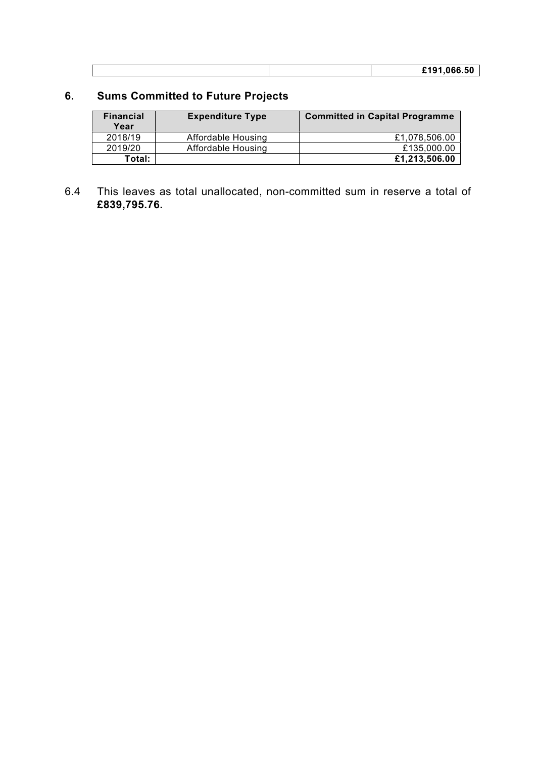| | | |
|---|---|---|
| | | **£191,066.50** |

## 6. Sums Committed to Future Projects

| Financial Year | Expenditure Type | Committed in Capital Programme |
|---|---|---|
| 2018/19 | Affordable Housing | £1,078,506.00 |
| 2019/20 | Affordable Housing | £135,000.00 |
| **Total:** | | **£1,213,506.00** |

6.4 This leaves as total unallocated, non-committed sum in reserve a total of **£839,795.76.**